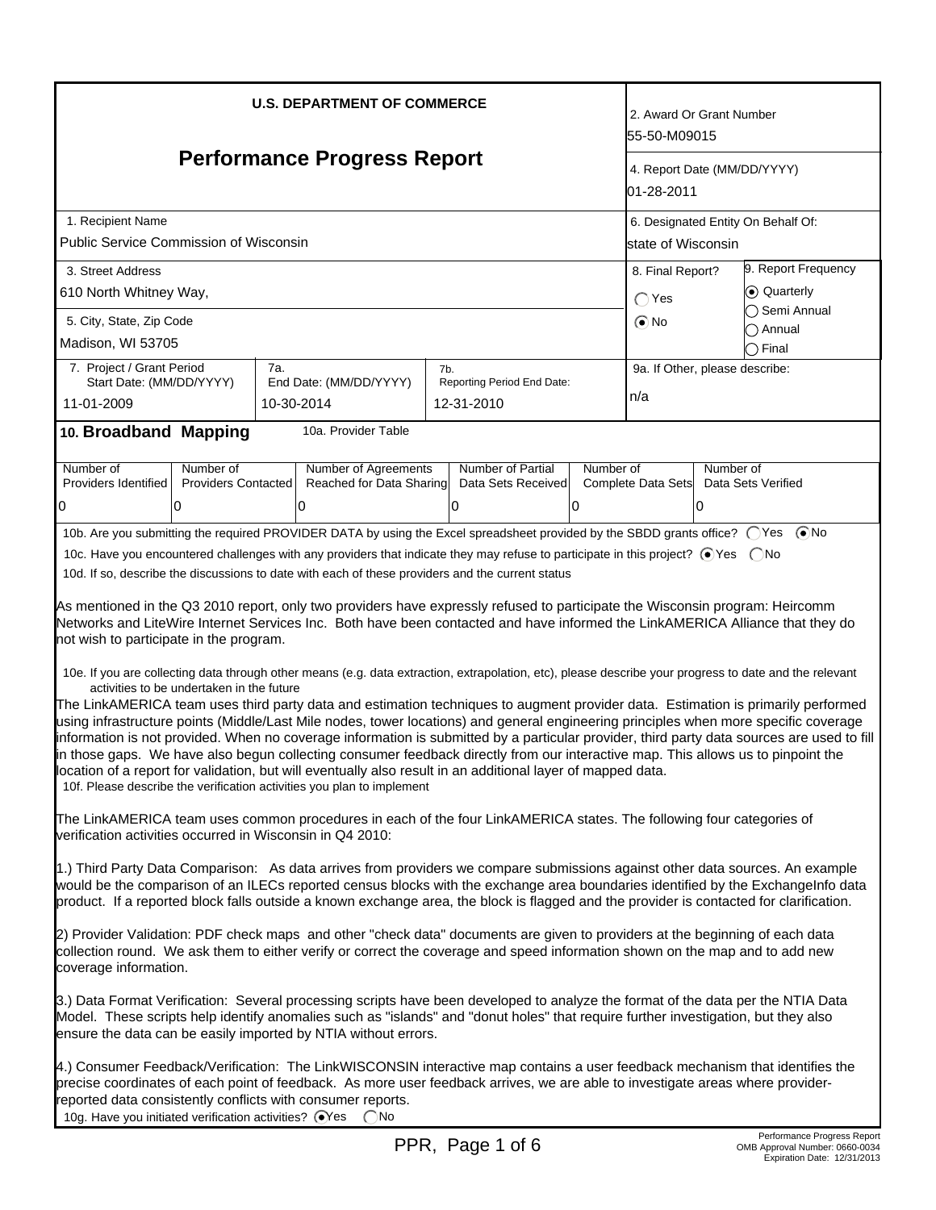**U.S. DEPARTMENT OF COMMERCE**

# Performance Progress Report

| Field | Value |
|---|---|
| 2. Award Or Grant Number | 55-50-M09015 |
| 4. Report Date (MM/DD/YYYY) | 01-28-2011 |
| 1. Recipient Name | Public Service Commission of Wisconsin |
| 6. Designated Entity On Behalf Of: | state of Wisconsin |
| 3. Street Address | 610 North Whitney Way, |
| 5. City, State, Zip Code | Madison, WI 53705 |
| 8. Final Report? | ◯ Yes ◉ No |
| 9. Report Frequency | ◉ Quarterly ◯ Semi Annual ◯ Annual ◯ Final |
| 7. Project / Grant Period Start Date: (MM/DD/YYYY) | 11-01-2009 |
| 7a. End Date: (MM/DD/YYYY) | 10-30-2014 |
| 7b. Reporting Period End Date: | 12-31-2010 |
| 9a. If Other, please describe: | n/a |

## 10. Broadband Mapping

10a. Provider Table

| Number of Providers Identified | Number of Providers Contacted | Number of Agreements Reached for Data Sharing | Number of Partial Data Sets Received | Number of Complete Data Sets | Number of Data Sets Verified |
|---|---|---|---|---|---|
| 0 | 0 | 0 | 0 | 0 | 0 |

10b. Are you submitting the required PROVIDER DATA by using the Excel spreadsheet provided by the SBDD grants office? ◯ Yes ◉ No

10c. Have you encountered challenges with any providers that indicate they may refuse to participate in this project? ◉ Yes ◯ No

10d. If so, describe the discussions to date with each of these providers and the current status

As mentioned in the Q3 2010 report, only two providers have expressly refused to participate the Wisconsin program: Heircomm Networks and LiteWire Internet Services Inc. Both have been contacted and have informed the LinkAMERICA Alliance that they do not wish to participate in the program.

10e. If you are collecting data through other means (e.g. data extraction, extrapolation, etc), please describe your progress to date and the relevant activities to be undertaken in the future

The LinkAMERICA team uses third party data and estimation techniques to augment provider data. Estimation is primarily performed using infrastructure points (Middle/Last Mile nodes, tower locations) and general engineering principles when more specific coverage information is not provided. When no coverage information is submitted by a particular provider, third party data sources are used to fill in those gaps. We have also begun collecting consumer feedback directly from our interactive map. This allows us to pinpoint the location of a report for validation, but will eventually also result in an additional layer of mapped data.

10f. Please describe the verification activities you plan to implement

The LinkAMERICA team uses common procedures in each of the four LinkAMERICA states. The following four categories of verification activities occurred in Wisconsin in Q4 2010:

1.) Third Party Data Comparison: As data arrives from providers we compare submissions against other data sources. An example would be the comparison of an ILECs reported census blocks with the exchange area boundaries identified by the ExchangeInfo data product. If a reported block falls outside a known exchange area, the block is flagged and the provider is contacted for clarification.

2) Provider Validation: PDF check maps and other "check data" documents are given to providers at the beginning of each data collection round. We ask them to either verify or correct the coverage and speed information shown on the map and to add new coverage information.

3.) Data Format Verification: Several processing scripts have been developed to analyze the format of the data per the NTIA Data Model. These scripts help identify anomalies such as "islands" and "donut holes" that require further investigation, but they also ensure the data can be easily imported by NTIA without errors.

4.) Consumer Feedback/Verification: The LinkWISCONSIN interactive map contains a user feedback mechanism that identifies the precise coordinates of each point of feedback. As more user feedback arrives, we are able to investigate areas where provider-reported data consistently conflicts with consumer reports.

10g. Have you initiated verification activities? ◉ Yes ◯ No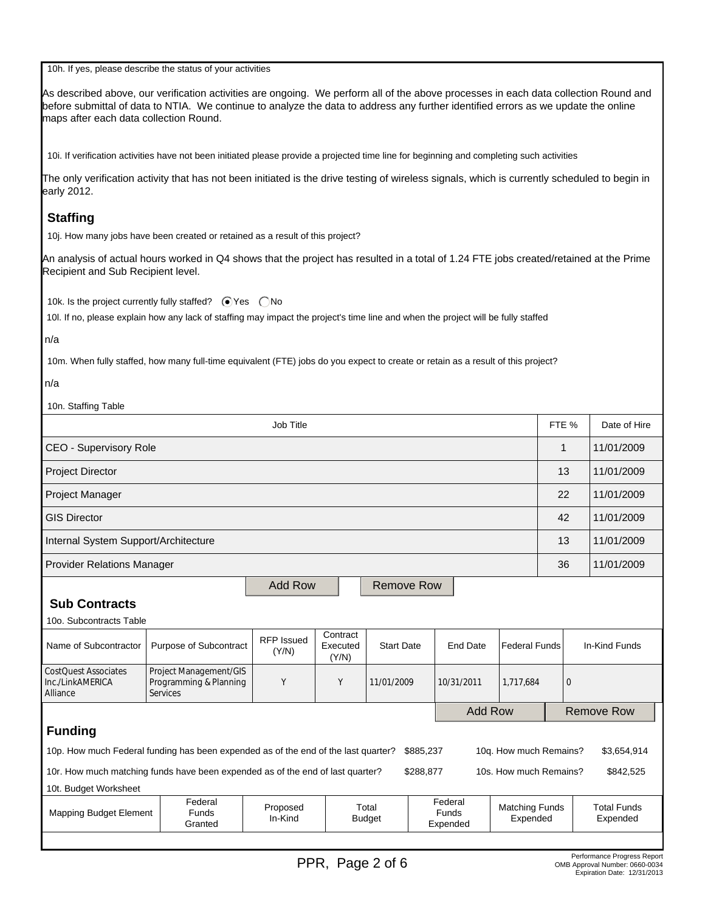10h. If yes, please describe the status of your activities

As described above, our verification activities are ongoing. We perform all of the above processes in each data collection Round and before submittal of data to NTIA. We continue to analyze the data to address any further identified errors as we update the online maps after each data collection Round.

10i. If verification activities have not been initiated please provide a projected time line for beginning and completing such activities

The only verification activity that has not been initiated is the drive testing of wireless signals, which is currently scheduled to begin in early 2012.

## Staffing

10j. How many jobs have been created or retained as a result of this project?

An analysis of actual hours worked in Q4 shows that the project has resulted in a total of 1.24 FTE jobs created/retained at the Prime Recipient and Sub Recipient level.

10k. Is the project currently fully staffed? (●) Yes ( ) No

10l. If no, please explain how any lack of staffing may impact the project's time line and when the project will be fully staffed

n/a

10m. When fully staffed, how many full-time equivalent (FTE) jobs do you expect to create or retain as a result of this project?

n/a

10n. Staffing Table

| Job Title | FTE % | Date of Hire |
|---|---|---|
| CEO - Supervisory Role | 1 | 11/01/2009 |
| Project Director | 13 | 11/01/2009 |
| Project Manager | 22 | 11/01/2009 |
| GIS Director | 42 | 11/01/2009 |
| Internal System Support/Architecture | 13 | 11/01/2009 |
| Provider Relations Manager | 36 | 11/01/2009 |

## Sub Contracts

10o. Subcontracts Table

| Name of Subcontractor | Purpose of Subcontract | RFP Issued (Y/N) | Contract Executed (Y/N) | Start Date | End Date | Federal Funds | In-Kind Funds |
|---|---|---|---|---|---|---|---|
| CostQuest Associates Inc./LinkAMERICA Alliance | Project Management/GIS Programming & Planning Services | Y | Y | 11/01/2009 | 10/31/2011 | 1,717,684 | 0 |

## Funding

10p. How much Federal funding has been expended as of the end of the last quarter? $885,237 10q. How much Remains? $3,654,914

10r. How much matching funds have been expended as of the end of last quarter? $288,877 10s. How much Remains? $842,525

10t. Budget Worksheet

| Mapping Budget Element | Federal Funds Granted | Proposed In-Kind | Total Budget | Federal Funds Expended | Matching Funds Expended | Total Funds Expended |
|---|---|---|---|---|---|---|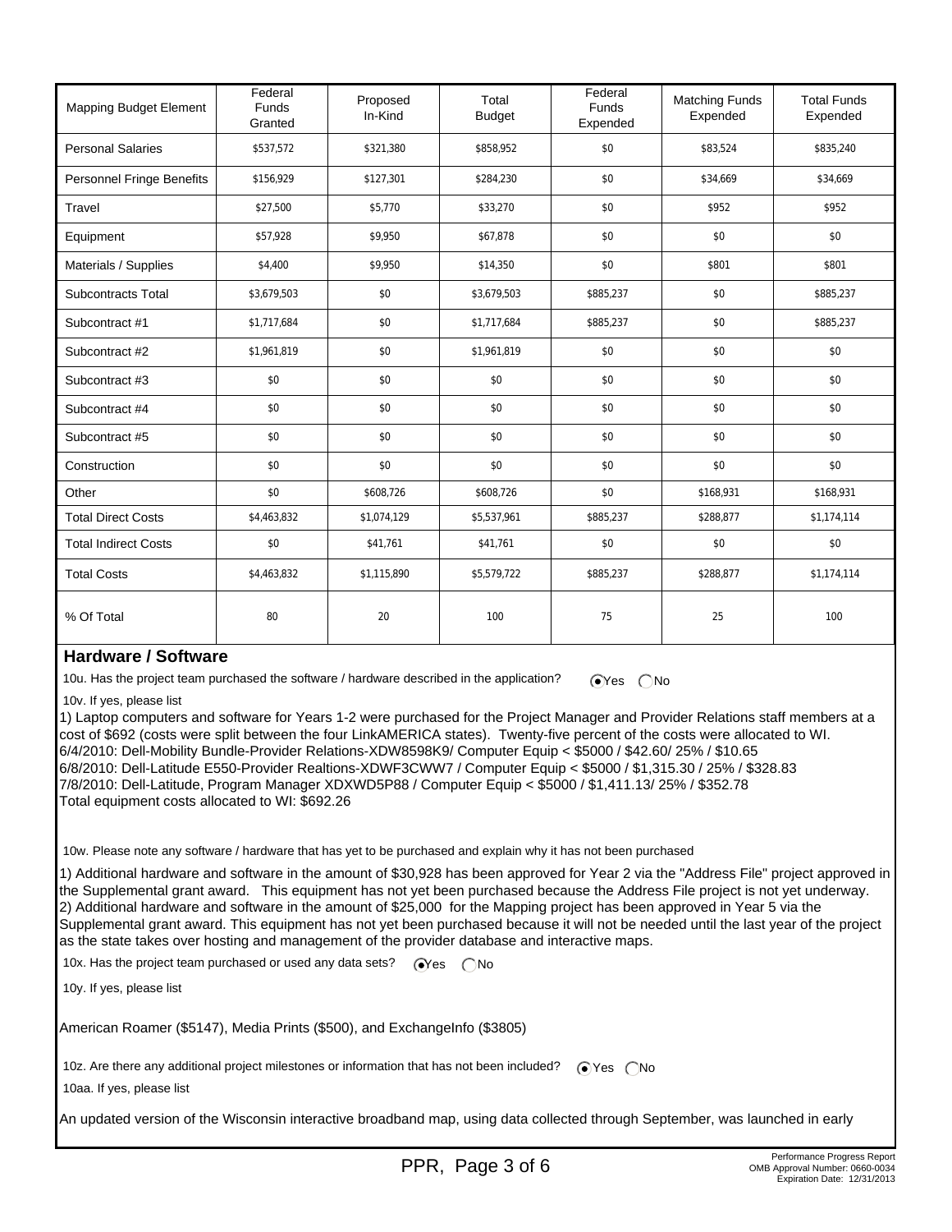| Mapping Budget Element | Federal Funds Granted | Proposed In-Kind | Total Budget | Federal Funds Expended | Matching Funds Expended | Total Funds Expended |
|---|---|---|---|---|---|---|
| Personal Salaries | $537,572 | $321,380 | $858,952 | $0 | $83,524 | $835,240 |
| Personnel Fringe Benefits | $156,929 | $127,301 | $284,230 | $0 | $34,669 | $34,669 |
| Travel | $27,500 | $5,770 | $33,270 | $0 | $952 | $952 |
| Equipment | $57,928 | $9,950 | $67,878 | $0 | $0 | $0 |
| Materials / Supplies | $4,400 | $9,950 | $14,350 | $0 | $801 | $801 |
| Subcontracts Total | $3,679,503 | $0 | $3,679,503 | $885,237 | $0 | $885,237 |
| Subcontract #1 | $1,717,684 | $0 | $1,717,684 | $885,237 | $0 | $885,237 |
| Subcontract #2 | $1,961,819 | $0 | $1,961,819 | $0 | $0 | $0 |
| Subcontract #3 | $0 | $0 | $0 | $0 | $0 | $0 |
| Subcontract #4 | $0 | $0 | $0 | $0 | $0 | $0 |
| Subcontract #5 | $0 | $0 | $0 | $0 | $0 | $0 |
| Construction | $0 | $0 | $0 | $0 | $0 | $0 |
| Other | $0 | $608,726 | $608,726 | $0 | $168,931 | $168,931 |
| Total Direct Costs | $4,463,832 | $1,074,129 | $5,537,961 | $885,237 | $288,877 | $1,174,114 |
| Total Indirect Costs | $0 | $41,761 | $41,761 | $0 | $0 | $0 |
| Total Costs | $4,463,832 | $1,115,890 | $5,579,722 | $885,237 | $288,877 | $1,174,114 |
| % Of Total | 80 | 20 | 100 | 75 | 25 | 100 |

## Hardware / Software

10u. Has the project team purchased the software / hardware described in the application? (•) Yes ( ) No

10v. If yes, please list

1) Laptop computers and software for Years 1-2 were purchased for the Project Manager and Provider Relations staff members at a cost of $692 (costs were split between the four LinkAMERICA states). Twenty-five percent of the costs were allocated to WI.
6/4/2010: Dell-Mobility Bundle-Provider Relations-XDW8598K9/ Computer Equip < $5000 / $42.60/ 25% / $10.65
6/8/2010: Dell-Latitude E550-Provider Realtions-XDWF3CWW7 / Computer Equip < $5000 / $1,315.30 / 25% / $328.83
7/8/2010: Dell-Latitude, Program Manager XDXWD5P88 / Computer Equip < $5000 / $1,411.13/ 25% / $352.78
Total equipment costs allocated to WI: $692.26

10w. Please note any software / hardware that has yet to be purchased and explain why it has not been purchased

1) Additional hardware and software in the amount of $30,928 has been approved for Year 2 via the "Address File" project approved in the Supplemental grant award. This equipment has not yet been purchased because the Address File project is not yet underway.
2) Additional hardware and software in the amount of $25,000 for the Mapping project has been approved in Year 5 via the Supplemental grant award. This equipment has not yet been purchased because it will not be needed until the last year of the project as the state takes over hosting and management of the provider database and interactive maps.

10x. Has the project team purchased or used any data sets? (•) Yes ( ) No

10y. If yes, please list

American Roamer ($5147), Media Prints ($500), and ExchangeInfo ($3805)

10z. Are there any additional project milestones or information that has not been included? (•) Yes ( ) No

10aa. If yes, please list

An updated version of the Wisconsin interactive broadband map, using data collected through September, was launched in early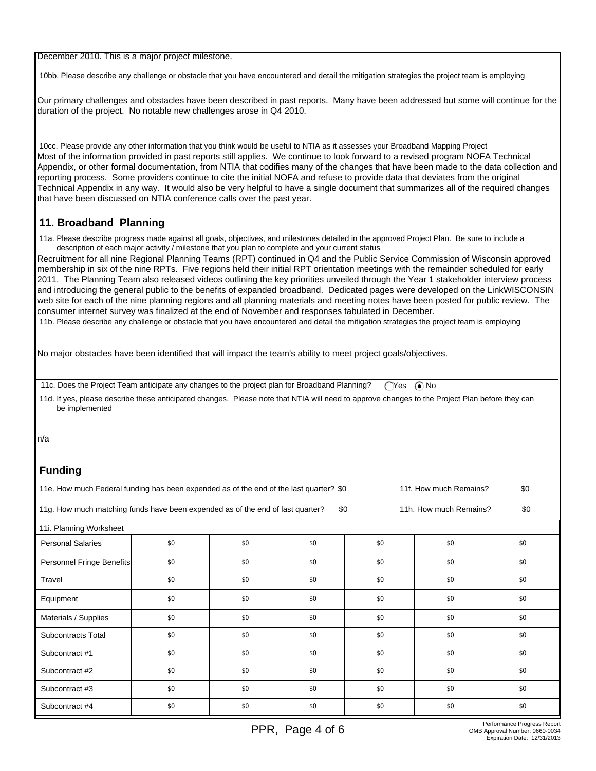December 2010. This is a major project milestone.

10bb. Please describe any challenge or obstacle that you have encountered and detail the mitigation strategies the project team is employing

Our primary challenges and obstacles have been described in past reports. Many have been addressed but some will continue for the duration of the project. No notable new challenges arose in Q4 2010.

10cc. Please provide any other information that you think would be useful to NTIA as it assesses your Broadband Mapping Project

Most of the information provided in past reports still applies. We continue to look forward to a revised program NOFA Technical Appendix, or other formal documentation, from NTIA that codifies many of the changes that have been made to the data collection and reporting process. Some providers continue to cite the initial NOFA and refuse to provide data that deviates from the original Technical Appendix in any way. It would also be very helpful to have a single document that summarizes all of the required changes that have been discussed on NTIA conference calls over the past year.

## 11. Broadband Planning

11a. Please describe progress made against all goals, objectives, and milestones detailed in the approved Project Plan. Be sure to include a description of each major activity / milestone that you plan to complete and your current status

Recruitment for all nine Regional Planning Teams (RPT) continued in Q4 and the Public Service Commission of Wisconsin approved membership in six of the nine RPTs. Five regions held their initial RPT orientation meetings with the remainder scheduled for early 2011. The Planning Team also released videos outlining the key priorities unveiled through the Year 1 stakeholder interview process and introducing the general public to the benefits of expanded broadband. Dedicated pages were developed on the LinkWISCONSIN web site for each of the nine planning regions and all planning materials and meeting notes have been posted for public review. The consumer internet survey was finalized at the end of November and responses tabulated in December.

11b. Please describe any challenge or obstacle that you have encountered and detail the mitigation strategies the project team is employing

No major obstacles have been identified that will impact the team's ability to meet project goals/objectives.

11c. Does the Project Team anticipate any changes to the project plan for Broadband Planning? ○ Yes ◉ No

11d. If yes, please describe these anticipated changes. Please note that NTIA will need to approve changes to the Project Plan before they can be implemented

n/a

## Funding

11e. How much Federal funding has been expended as of the end of the last quarter? $0 — 11f. How much Remains? $0

11g. How much matching funds have been expended as of the end of last quarter? $0 — 11h. How much Remains? $0

11i. Planning Worksheet

| | | | | | | |
|---|---|---|---|---|---|---|
| Personal Salaries | $0 | $0 | $0 | $0 | $0 | $0 |
| Personnel Fringe Benefits | $0 | $0 | $0 | $0 | $0 | $0 |
| Travel | $0 | $0 | $0 | $0 | $0 | $0 |
| Equipment | $0 | $0 | $0 | $0 | $0 | $0 |
| Materials / Supplies | $0 | $0 | $0 | $0 | $0 | $0 |
| Subcontracts Total | $0 | $0 | $0 | $0 | $0 | $0 |
| Subcontract #1 | $0 | $0 | $0 | $0 | $0 | $0 |
| Subcontract #2 | $0 | $0 | $0 | $0 | $0 | $0 |
| Subcontract #3 | $0 | $0 | $0 | $0 | $0 | $0 |
| Subcontract #4 | $0 | $0 | $0 | $0 | $0 | $0 |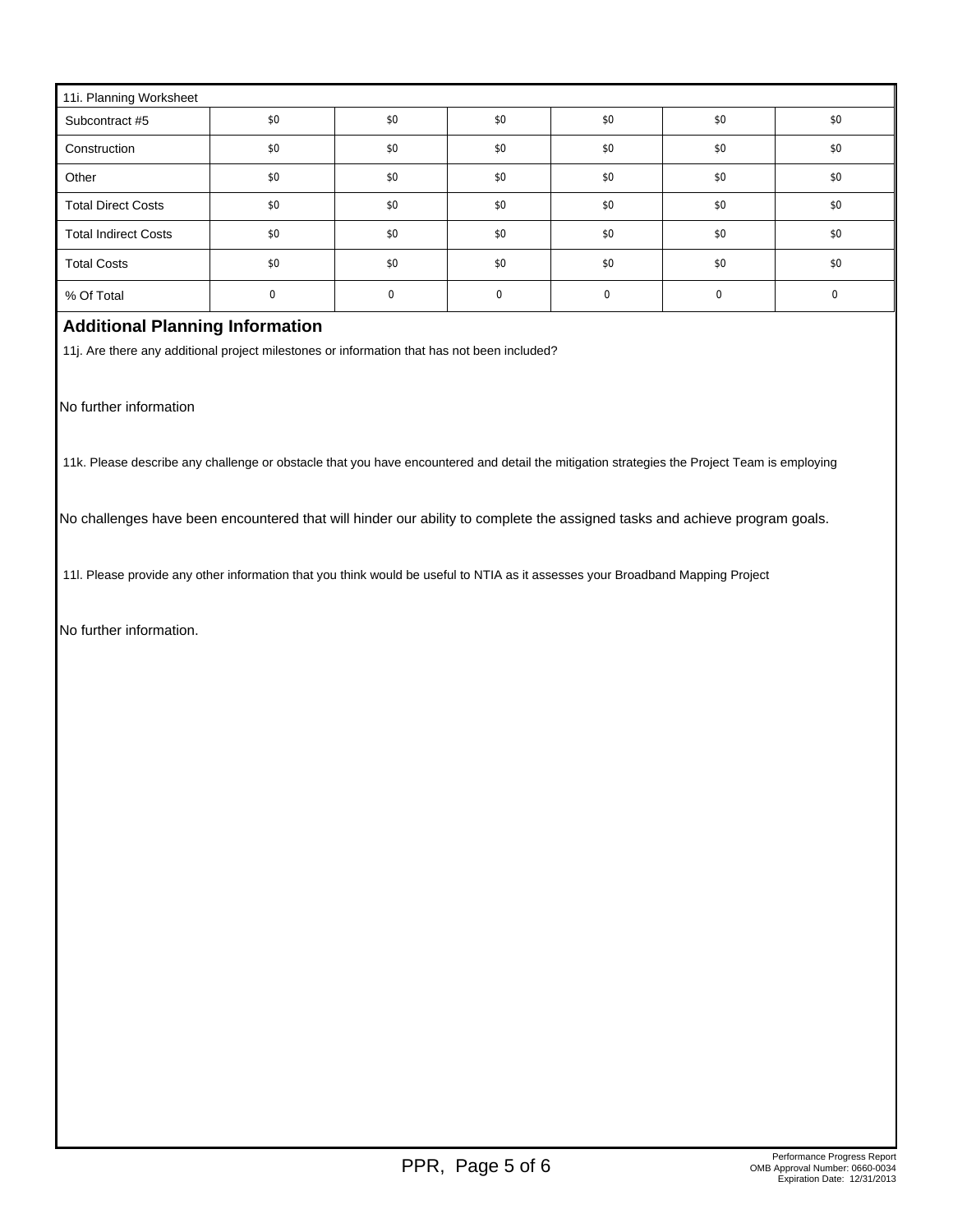| 11i. Planning Worksheet | | | | | | |
|---|---|---|---|---|---|---|
| Subcontract #5 | $0 | $0 | $0 | $0 | $0 | $0 |
| Construction | $0 | $0 | $0 | $0 | $0 | $0 |
| Other | $0 | $0 | $0 | $0 | $0 | $0 |
| Total Direct Costs | $0 | $0 | $0 | $0 | $0 | $0 |
| Total Indirect Costs | $0 | $0 | $0 | $0 | $0 | $0 |
| Total Costs | $0 | $0 | $0 | $0 | $0 | $0 |
| % Of Total | 0 | 0 | 0 | 0 | 0 | 0 |

## Additional Planning Information

11j. Are there any additional project milestones or information that has not been included?

No further information

11k. Please describe any challenge or obstacle that you have encountered and detail the mitigation strategies the Project Team is employing

No challenges have been encountered that will hinder our ability to complete the assigned tasks and achieve program goals.

11l. Please provide any other information that you think would be useful to NTIA as it assesses your Broadband Mapping Project

No further information.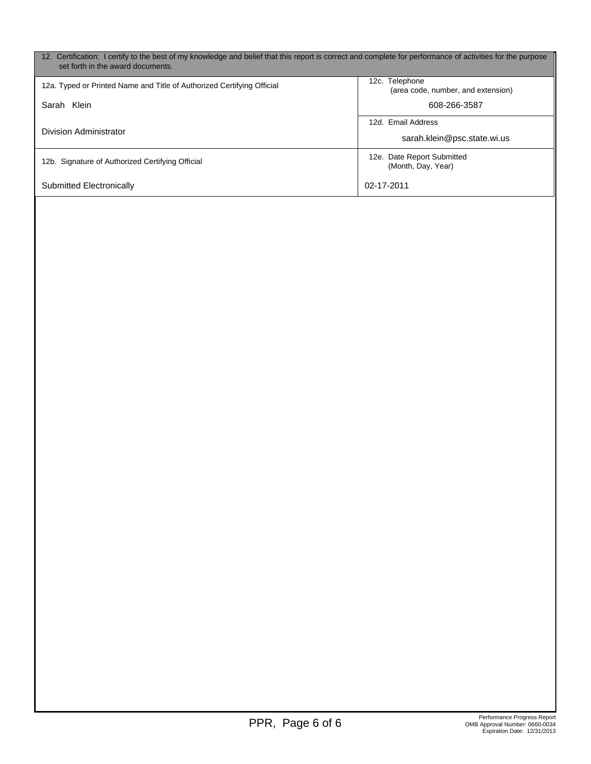| 12. Certification: I certify to the best of my knowledge and belief that this report is correct and complete for performance of activities for the purpose set forth in the award documents. | |
|---|---|
| 12a. Typed or Printed Name and Title of Authorized Certifying Official | 12c. Telephone (area code, number, and extension) |
| Sarah Klein | 608-266-3587 |
| Division Administrator | 12d. Email Address |
| | sarah.klein@psc.state.wi.us |
| 12b. Signature of Authorized Certifying Official | 12e. Date Report Submitted (Month, Day, Year) |
| Submitted Electronically | 02-17-2011 |

Performance Progress Report
OMB Approval Number: 0660-0034
Expiration Date: 12/31/2013